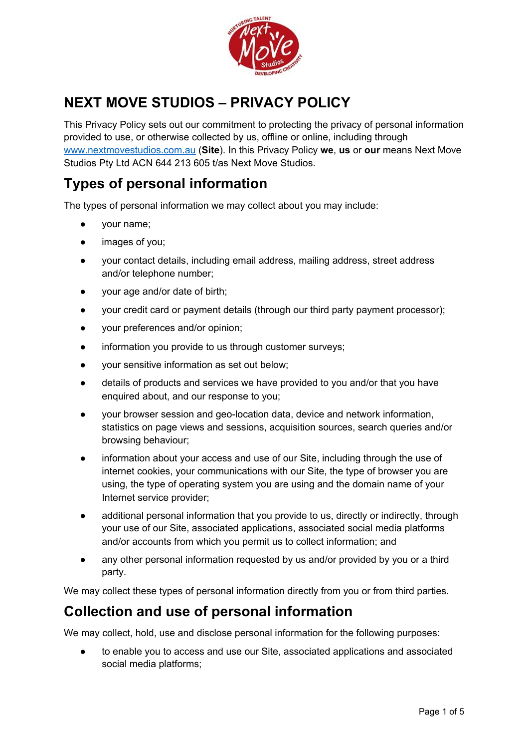# NEXT MOVE STUDIOS – PRIVACY POLICY

This Privacy Policy sets out our commitment to protecting the privacy of personal information provided to use, or otherwise collected by us, offline or online, including through www.nextmovestudios.com.au (**Site**). In this Privacy Policy **we**, **us** or **our** means Next Move Studios Pty Ltd ACN 644 213 605 t/as Next Move Studios.

## Types of personal information

The types of personal information we may collect about you may include:

- your name;
- images of you;
- your contact details, including email address, mailing address, street address and/or telephone number;
- your age and/or date of birth;
- your credit card or payment details (through our third party payment processor);
- your preferences and/or opinion;
- information you provide to us through customer surveys;
- your sensitive information as set out below;
- details of products and services we have provided to you and/or that you have enquired about, and our response to you;
- your browser session and geo-location data, device and network information, statistics on page views and sessions, acquisition sources, search queries and/or browsing behaviour;
- information about your access and use of our Site, including through the use of internet cookies, your communications with our Site, the type of browser you are using, the type of operating system you are using and the domain name of your Internet service provider;
- additional personal information that you provide to us, directly or indirectly, through your use of our Site, associated applications, associated social media platforms and/or accounts from which you permit us to collect information; and
- any other personal information requested by us and/or provided by you or a third party.

We may collect these types of personal information directly from you or from third parties.

## Collection and use of personal information

We may collect, hold, use and disclose personal information for the following purposes:

- to enable you to access and use our Site, associated applications and associated social media platforms;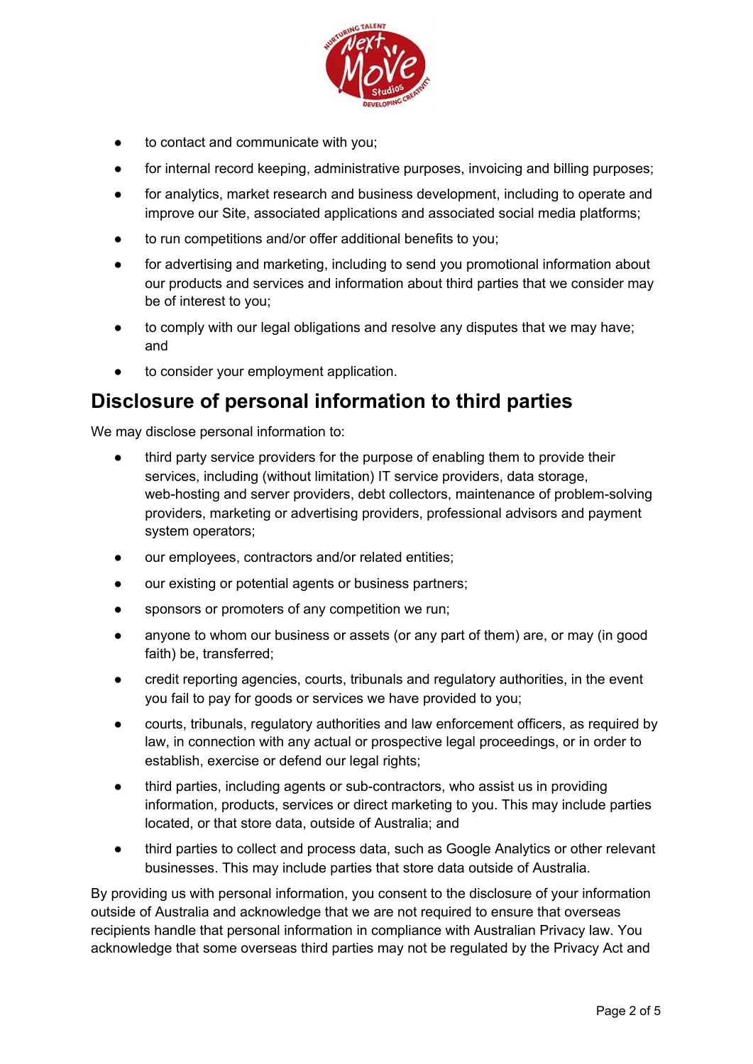- to contact and communicate with you;
- for internal record keeping, administrative purposes, invoicing and billing purposes;
- for analytics, market research and business development, including to operate and improve our Site, associated applications and associated social media platforms;
- to run competitions and/or offer additional benefits to you;
- for advertising and marketing, including to send you promotional information about our products and services and information about third parties that we consider may be of interest to you;
- to comply with our legal obligations and resolve any disputes that we may have; and
- to consider your employment application.

## Disclosure of personal information to third parties

We may disclose personal information to:

- third party service providers for the purpose of enabling them to provide their services, including (without limitation) IT service providers, data storage, web-hosting and server providers, debt collectors, maintenance of problem-solving providers, marketing or advertising providers, professional advisors and payment system operators;
- our employees, contractors and/or related entities;
- our existing or potential agents or business partners;
- sponsors or promoters of any competition we run;
- anyone to whom our business or assets (or any part of them) are, or may (in good faith) be, transferred;
- credit reporting agencies, courts, tribunals and regulatory authorities, in the event you fail to pay for goods or services we have provided to you;
- courts, tribunals, regulatory authorities and law enforcement officers, as required by law, in connection with any actual or prospective legal proceedings, or in order to establish, exercise or defend our legal rights;
- third parties, including agents or sub-contractors, who assist us in providing information, products, services or direct marketing to you. This may include parties located, or that store data, outside of Australia; and
- third parties to collect and process data, such as Google Analytics or other relevant businesses. This may include parties that store data outside of Australia.

By providing us with personal information, you consent to the disclosure of your information outside of Australia and acknowledge that we are not required to ensure that overseas recipients handle that personal information in compliance with Australian Privacy law. You acknowledge that some overseas third parties may not be regulated by the Privacy Act and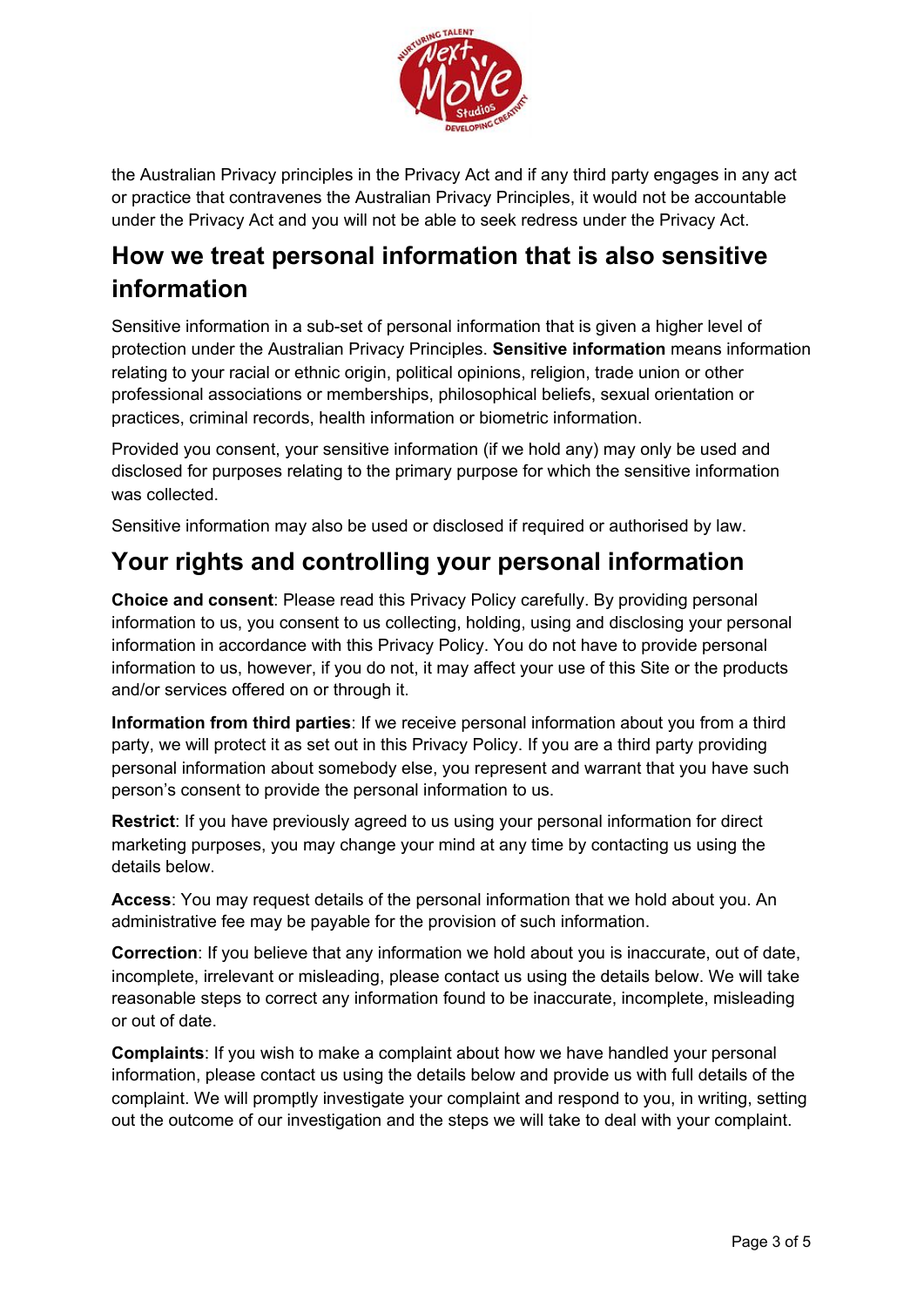the Australian Privacy principles in the Privacy Act and if any third party engages in any act or practice that contravenes the Australian Privacy Principles, it would not be accountable under the Privacy Act and you will not be able to seek redress under the Privacy Act.

## How we treat personal information that is also sensitive information

Sensitive information in a sub-set of personal information that is given a higher level of protection under the Australian Privacy Principles. **Sensitive information** means information relating to your racial or ethnic origin, political opinions, religion, trade union or other professional associations or memberships, philosophical beliefs, sexual orientation or practices, criminal records, health information or biometric information.

Provided you consent, your sensitive information (if we hold any) may only be used and disclosed for purposes relating to the primary purpose for which the sensitive information was collected.

Sensitive information may also be used or disclosed if required or authorised by law.

## Your rights and controlling your personal information

**Choice and consent**: Please read this Privacy Policy carefully. By providing personal information to us, you consent to us collecting, holding, using and disclosing your personal information in accordance with this Privacy Policy. You do not have to provide personal information to us, however, if you do not, it may affect your use of this Site or the products and/or services offered on or through it.

**Information from third parties**: If we receive personal information about you from a third party, we will protect it as set out in this Privacy Policy. If you are a third party providing personal information about somebody else, you represent and warrant that you have such person's consent to provide the personal information to us.

**Restrict**: If you have previously agreed to us using your personal information for direct marketing purposes, you may change your mind at any time by contacting us using the details below.

**Access**: You may request details of the personal information that we hold about you. An administrative fee may be payable for the provision of such information.

**Correction**: If you believe that any information we hold about you is inaccurate, out of date, incomplete, irrelevant or misleading, please contact us using the details below. We will take reasonable steps to correct any information found to be inaccurate, incomplete, misleading or out of date.

**Complaints**: If you wish to make a complaint about how we have handled your personal information, please contact us using the details below and provide us with full details of the complaint. We will promptly investigate your complaint and respond to you, in writing, setting out the outcome of our investigation and the steps we will take to deal with your complaint.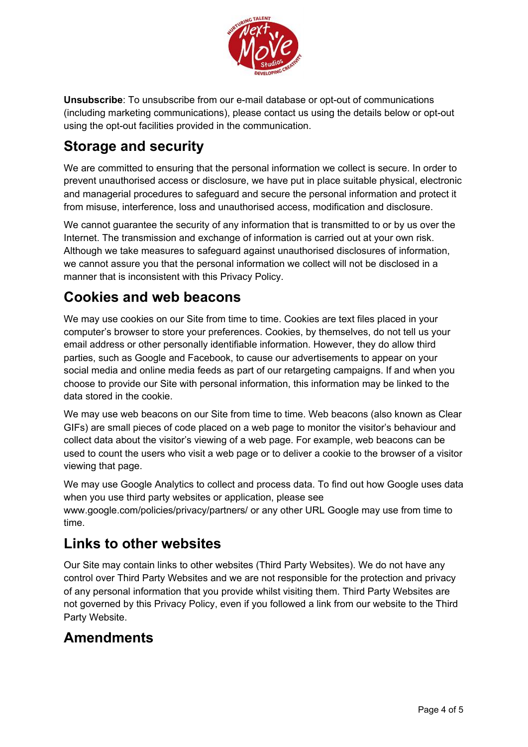**Unsubscribe**: To unsubscribe from our e-mail database or opt-out of communications (including marketing communications), please contact us using the details below or opt-out using the opt-out facilities provided in the communication.

## Storage and security

We are committed to ensuring that the personal information we collect is secure. In order to prevent unauthorised access or disclosure, we have put in place suitable physical, electronic and managerial procedures to safeguard and secure the personal information and protect it from misuse, interference, loss and unauthorised access, modification and disclosure.

We cannot guarantee the security of any information that is transmitted to or by us over the Internet. The transmission and exchange of information is carried out at your own risk. Although we take measures to safeguard against unauthorised disclosures of information, we cannot assure you that the personal information we collect will not be disclosed in a manner that is inconsistent with this Privacy Policy.

## Cookies and web beacons

We may use cookies on our Site from time to time. Cookies are text files placed in your computer's browser to store your preferences. Cookies, by themselves, do not tell us your email address or other personally identifiable information. However, they do allow third parties, such as Google and Facebook, to cause our advertisements to appear on your social media and online media feeds as part of our retargeting campaigns. If and when you choose to provide our Site with personal information, this information may be linked to the data stored in the cookie.

We may use web beacons on our Site from time to time. Web beacons (also known as Clear GIFs) are small pieces of code placed on a web page to monitor the visitor's behaviour and collect data about the visitor's viewing of a web page. For example, web beacons can be used to count the users who visit a web page or to deliver a cookie to the browser of a visitor viewing that page.

We may use Google Analytics to collect and process data. To find out how Google uses data when you use third party websites or application, please see www.google.com/policies/privacy/partners/ or any other URL Google may use from time to time.

## Links to other websites

Our Site may contain links to other websites (Third Party Websites). We do not have any control over Third Party Websites and we are not responsible for the protection and privacy of any personal information that you provide whilst visiting them. Third Party Websites are not governed by this Privacy Policy, even if you followed a link from our website to the Third Party Website.

## Amendments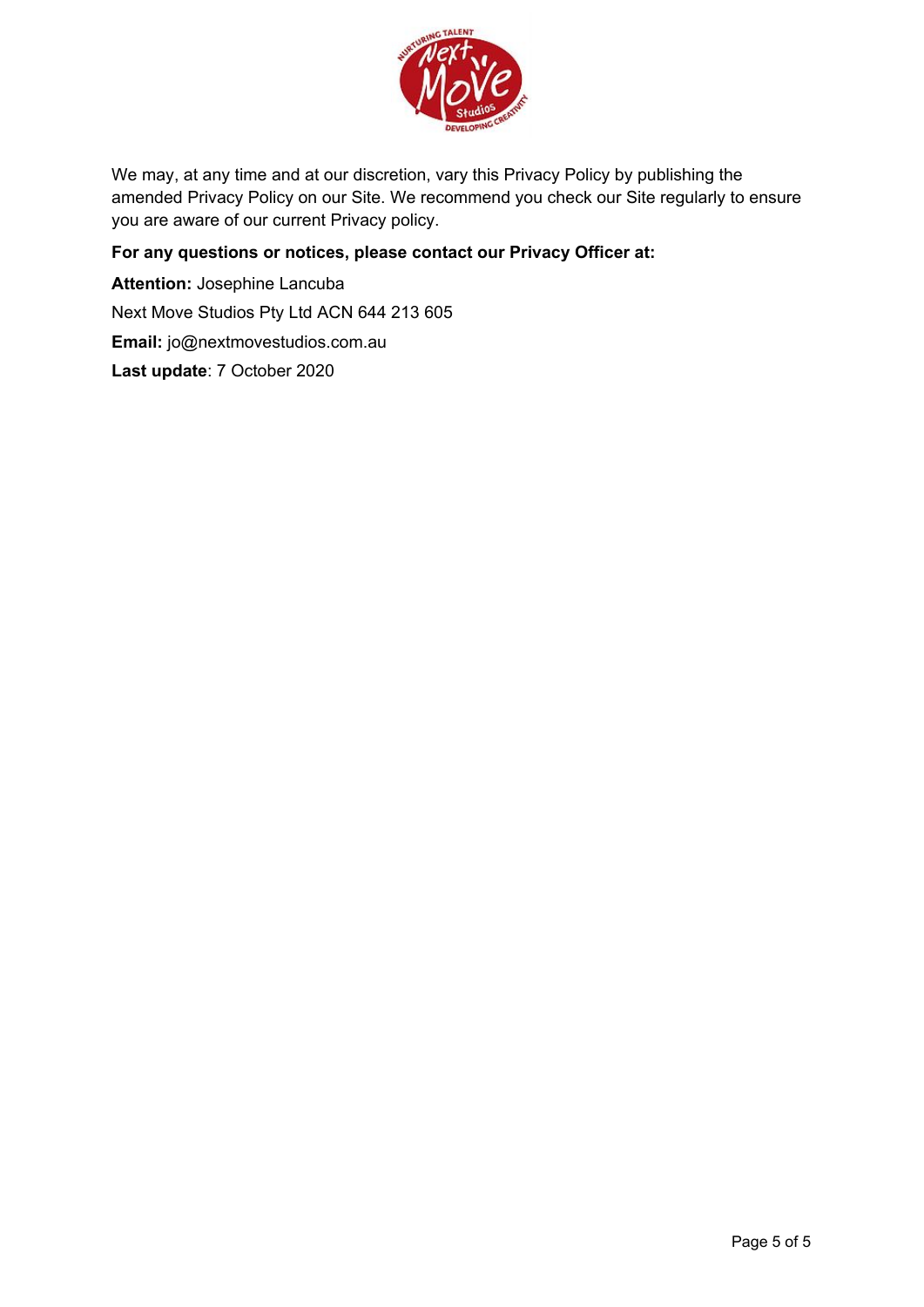We may, at any time and at our discretion, vary this Privacy Policy by publishing the amended Privacy Policy on our Site. We recommend you check our Site regularly to ensure you are aware of our current Privacy policy.

**For any questions or notices, please contact our Privacy Officer at:**

**Attention:** Josephine Lancuba

Next Move Studios Pty Ltd ACN 644 213 605

**Email:** jo@nextmovestudios.com.au

**Last update**: 7 October 2020